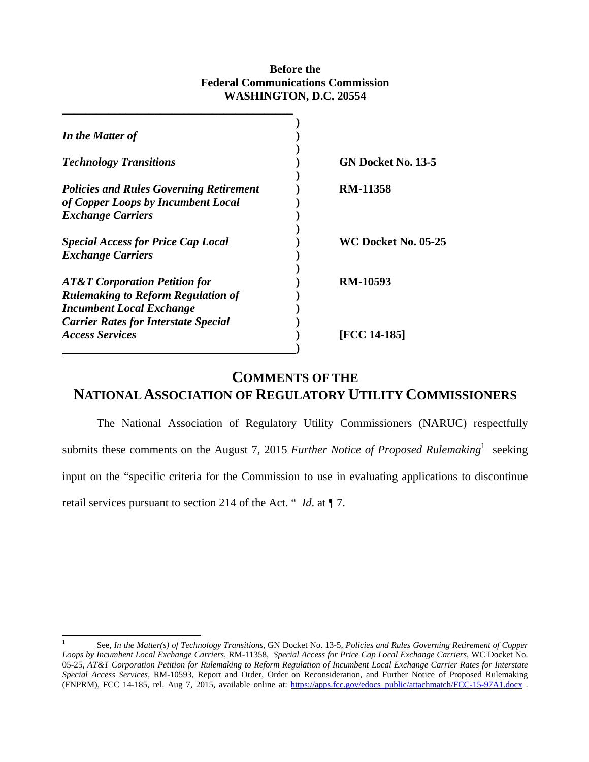**Before the**
**Federal Communications Commission**
**WASHINGTON, D.C. 20554**

| | |
|---|---|
| ***In the Matter of*** | |
| ***Technology Transitions*** | **GN Docket No. 13-5** |
| ***Policies and Rules Governing Retirement of Copper Loops by Incumbent Local Exchange Carriers*** | **RM-11358** |
| ***Special Access for Price Cap Local Exchange Carriers*** | **WC Docket No. 05-25** |
| ***AT&T Corporation Petition for Rulemaking to Reform Regulation of Incumbent Local Exchange Carrier Rates for Interstate Special Access Services*** | **RM-10593** **[FCC 14-185]** |

# COMMENTS OF THE NATIONAL ASSOCIATION OF REGULATORY UTILITY COMMISSIONERS

The National Association of Regulatory Utility Commissioners (NARUC) respectfully submits these comments on the August 7, 2015 *Further Notice of Proposed Rulemaking*[1] seeking input on the "specific criteria for the Commission to use in evaluating applications to discontinue retail services pursuant to section 214 of the Act. " *Id*. at ¶ 7.

---

[1] See, *In the Matter(s) of Technology Transitions*, GN Docket No. 13-5, *Policies and Rules Governing Retirement of Copper Loops by Incumbent Local Exchange Carriers*, RM-11358, *Special Access for Price Cap Local Exchange Carriers*, WC Docket No. 05-25, *AT&T Corporation Petition for Rulemaking to Reform Regulation of Incumbent Local Exchange Carrier Rates for Interstate Special Access Services*, RM-10593, Report and Order, Order on Reconsideration, and Further Notice of Proposed Rulemaking (FNPRM), FCC 14-185, rel. Aug 7, 2015, available online at: https://apps.fcc.gov/edocs_public/attachmatch/FCC-15-97A1.docx .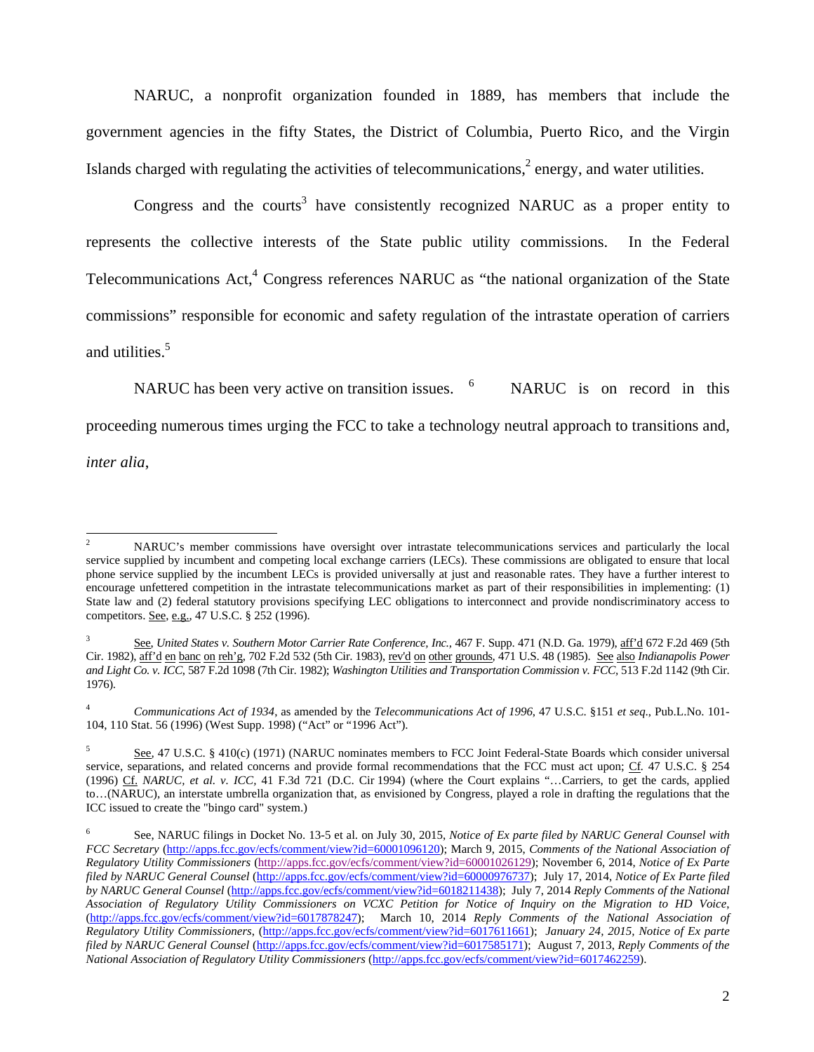NARUC, a nonprofit organization founded in 1889, has members that include the government agencies in the fifty States, the District of Columbia, Puerto Rico, and the Virgin Islands charged with regulating the activities of telecommunications,[2] energy, and water utilities.

Congress and the courts[3] have consistently recognized NARUC as a proper entity to represents the collective interests of the State public utility commissions. In the Federal Telecommunications Act,[4] Congress references NARUC as "the national organization of the State commissions" responsible for economic and safety regulation of the intrastate operation of carriers and utilities.[5]

NARUC has been very active on transition issues. [6] NARUC is on record in this proceeding numerous times urging the FCC to take a technology neutral approach to transitions and, *inter alia*,

---

[2] NARUC's member commissions have oversight over intrastate telecommunications services and particularly the local service supplied by incumbent and competing local exchange carriers (LECs). These commissions are obligated to ensure that local phone service supplied by the incumbent LECs is provided universally at just and reasonable rates. They have a further interest to encourage unfettered competition in the intrastate telecommunications market as part of their responsibilities in implementing: (1) State law and (2) federal statutory provisions specifying LEC obligations to interconnect and provide nondiscriminatory access to competitors. See, e.g., 47 U.S.C. § 252 (1996).

[3] See, *United States v. Southern Motor Carrier Rate Conference, Inc.*, 467 F. Supp. 471 (N.D. Ga. 1979), aff'd 672 F.2d 469 (5th Cir. 1982), aff'd en banc on reh'g, 702 F.2d 532 (5th Cir. 1983), rev'd on other grounds, 471 U.S. 48 (1985). See also *Indianapolis Power and Light Co. v. ICC*, 587 F.2d 1098 (7th Cir. 1982); *Washington Utilities and Transportation Commission v. FCC*, 513 F.2d 1142 (9th Cir. 1976).

[4] *Communications Act of 1934*, as amended by the *Telecommunications Act of 1996*, 47 U.S.C. §151 *et seq*., Pub.L.No. 101-104, 110 Stat. 56 (1996) (West Supp. 1998) ("Act" or "1996 Act").

[5] See, 47 U.S.C. § 410(c) (1971) (NARUC nominates members to FCC Joint Federal-State Boards which consider universal service, separations, and related concerns and provide formal recommendations that the FCC must act upon; Cf. 47 U.S.C. § 254 (1996) Cf. *NARUC, et al. v. ICC*, 41 F.3d 721 (D.C. Cir 1994) (where the Court explains "…Carriers, to get the cards, applied to…(NARUC), an interstate umbrella organization that, as envisioned by Congress, played a role in drafting the regulations that the ICC issued to create the "bingo card" system.)

[6] See, NARUC filings in Docket No. 13-5 et al. on July 30, 2015, *Notice of Ex parte filed by NARUC General Counsel with FCC Secretary* (http://apps.fcc.gov/ecfs/comment/view?id=60001096120); March 9, 2015, *Comments of the National Association of Regulatory Utility Commissioners* (http://apps.fcc.gov/ecfs/comment/view?id=60001026129); November 6, 2014, *Notice of Ex Parte filed by NARUC General Counsel* (http://apps.fcc.gov/ecfs/comment/view?id=60000976737); July 17, 2014, *Notice of Ex Parte filed by NARUC General Counsel* (http://apps.fcc.gov/ecfs/comment/view?id=6018211438); July 7, 2014 *Reply Comments of the National Association of Regulatory Utility Commissioners on VCXC Petition for Notice of Inquiry on the Migration to HD Voice*, (http://apps.fcc.gov/ecfs/comment/view?id=6017878247); March 10, 2014 *Reply Comments of the National Association of Regulatory Utility Commissioners*, (http://apps.fcc.gov/ecfs/comment/view?id=6017611661); *January 24, 2015, Notice of Ex parte filed by NARUC General Counsel* (http://apps.fcc.gov/ecfs/comment/view?id=6017585171); August 7, 2013, *Reply Comments of the National Association of Regulatory Utility Commissioners* (http://apps.fcc.gov/ecfs/comment/view?id=6017462259).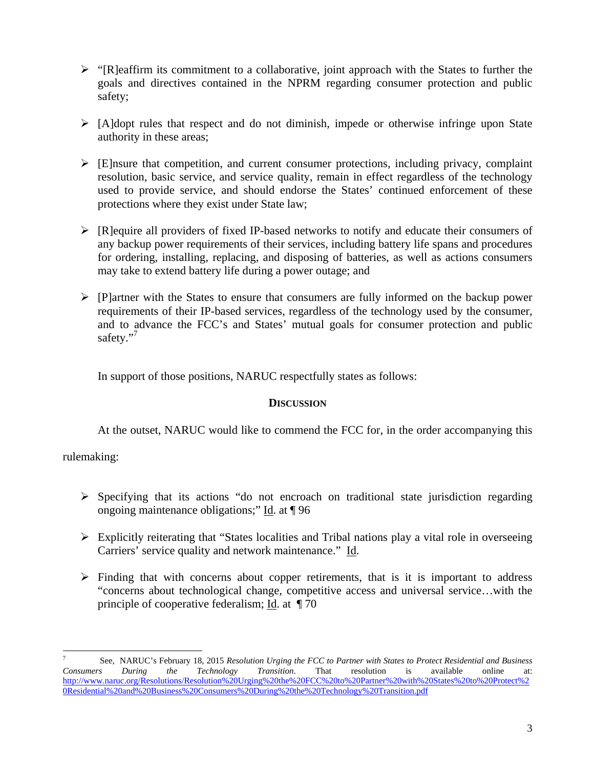- "[R]eaffirm its commitment to a collaborative, joint approach with the States to further the goals and directives contained in the NPRM regarding consumer protection and public safety;

- [A]dopt rules that respect and do not diminish, impede or otherwise infringe upon State authority in these areas;

- [E]nsure that competition, and current consumer protections, including privacy, complaint resolution, basic service, and service quality, remain in effect regardless of the technology used to provide service, and should endorse the States' continued enforcement of these protections where they exist under State law;

- [R]equire all providers of fixed IP-based networks to notify and educate their consumers of any backup power requirements of their services, including battery life spans and procedures for ordering, installing, replacing, and disposing of batteries, as well as actions consumers may take to extend battery life during a power outage; and

- [P]artner with the States to ensure that consumers are fully informed on the backup power requirements of their IP-based services, regardless of the technology used by the consumer, and to advance the FCC's and States' mutual goals for consumer protection and public safety."[7]

In support of those positions, NARUC respectfully states as follows:

## DISCUSSION

At the outset, NARUC would like to commend the FCC for, in the order accompanying this rulemaking:

- Specifying that its actions "do not encroach on traditional state jurisdiction regarding ongoing maintenance obligations;" Id. at ¶ 96

- Explicitly reiterating that "States localities and Tribal nations play a vital role in overseeing Carriers' service quality and network maintenance." Id.

- Finding that with concerns about copper retirements, that is it is important to address "concerns about technological change, competitive access and universal service…with the principle of cooperative federalism; Id. at ¶ 70

---

[7] See, NARUC's February 18, 2015 *Resolution Urging the FCC to Partner with States to Protect Residential and Business Consumers During the Technology Transition*. That resolution is available online at: http://www.naruc.org/Resolutions/Resolution%20Urging%20the%20FCC%20to%20Partner%20with%20States%20to%20Protect%20Residential%20and%20Business%20Consumers%20During%20the%20Technology%20Transition.pdf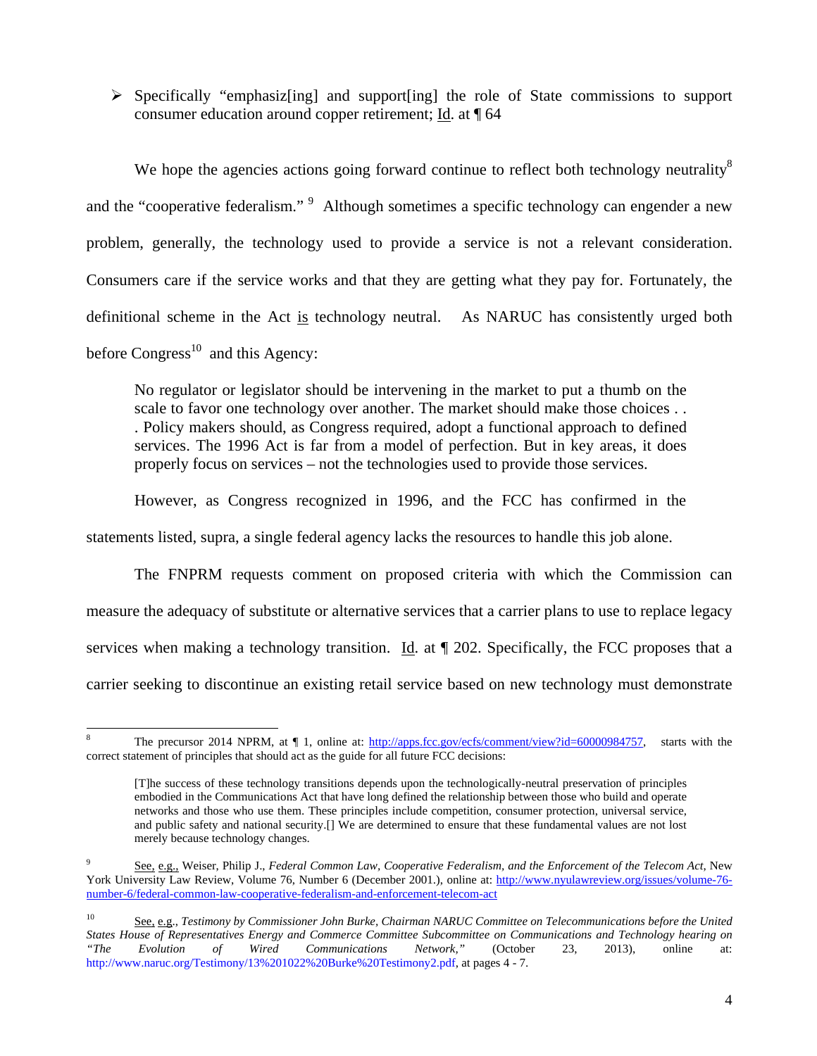- Specifically "emphasiz[ing] and support[ing] the role of State commissions to support consumer education around copper retirement; Id. at ¶ 64

We hope the agencies actions going forward continue to reflect both technology neutrality[8] and the "cooperative federalism." [9] Although sometimes a specific technology can engender a new problem, generally, the technology used to provide a service is not a relevant consideration. Consumers care if the service works and that they are getting what they pay for. Fortunately, the definitional scheme in the Act is technology neutral. As NARUC has consistently urged both before Congress[10] and this Agency:

> No regulator or legislator should be intervening in the market to put a thumb on the scale to favor one technology over another. The market should make those choices . . . Policy makers should, as Congress required, adopt a functional approach to defined services. The 1996 Act is far from a model of perfection. But in key areas, it does properly focus on services – not the technologies used to provide those services.

However, as Congress recognized in 1996, and the FCC has confirmed in the statements listed, supra, a single federal agency lacks the resources to handle this job alone.

The FNPRM requests comment on proposed criteria with which the Commission can measure the adequacy of substitute or alternative services that a carrier plans to use to replace legacy services when making a technology transition. Id. at ¶ 202. Specifically, the FCC proposes that a carrier seeking to discontinue an existing retail service based on new technology must demonstrate

---

[8] The precursor 2014 NPRM, at ¶ 1, online at: http://apps.fcc.gov/ecfs/comment/view?id=60000984757, starts with the correct statement of principles that should act as the guide for all future FCC decisions:

> [T]he success of these technology transitions depends upon the technologically-neutral preservation of principles embodied in the Communications Act that have long defined the relationship between those who build and operate networks and those who use them. These principles include competition, consumer protection, universal service, and public safety and national security.[] We are determined to ensure that these fundamental values are not lost merely because technology changes.

[9] See, e.g., Weiser, Philip J., *Federal Common Law, Cooperative Federalism, and the Enforcement of the Telecom Act*, New York University Law Review, Volume 76, Number 6 (December 2001.), online at: http://www.nyulawreview.org/issues/volume-76-number-6/federal-common-law-cooperative-federalism-and-enforcement-telecom-act

[10] See, e.g., *Testimony by Commissioner John Burke, Chairman NARUC Committee on Telecommunications before the United States House of Representatives Energy and Commerce Committee Subcommittee on Communications and Technology hearing on "The Evolution of Wired Communications Network,"* (October 23, 2013), online at: http://www.naruc.org/Testimony/13%201022%20Burke%20Testimony2.pdf, at pages 4 - 7.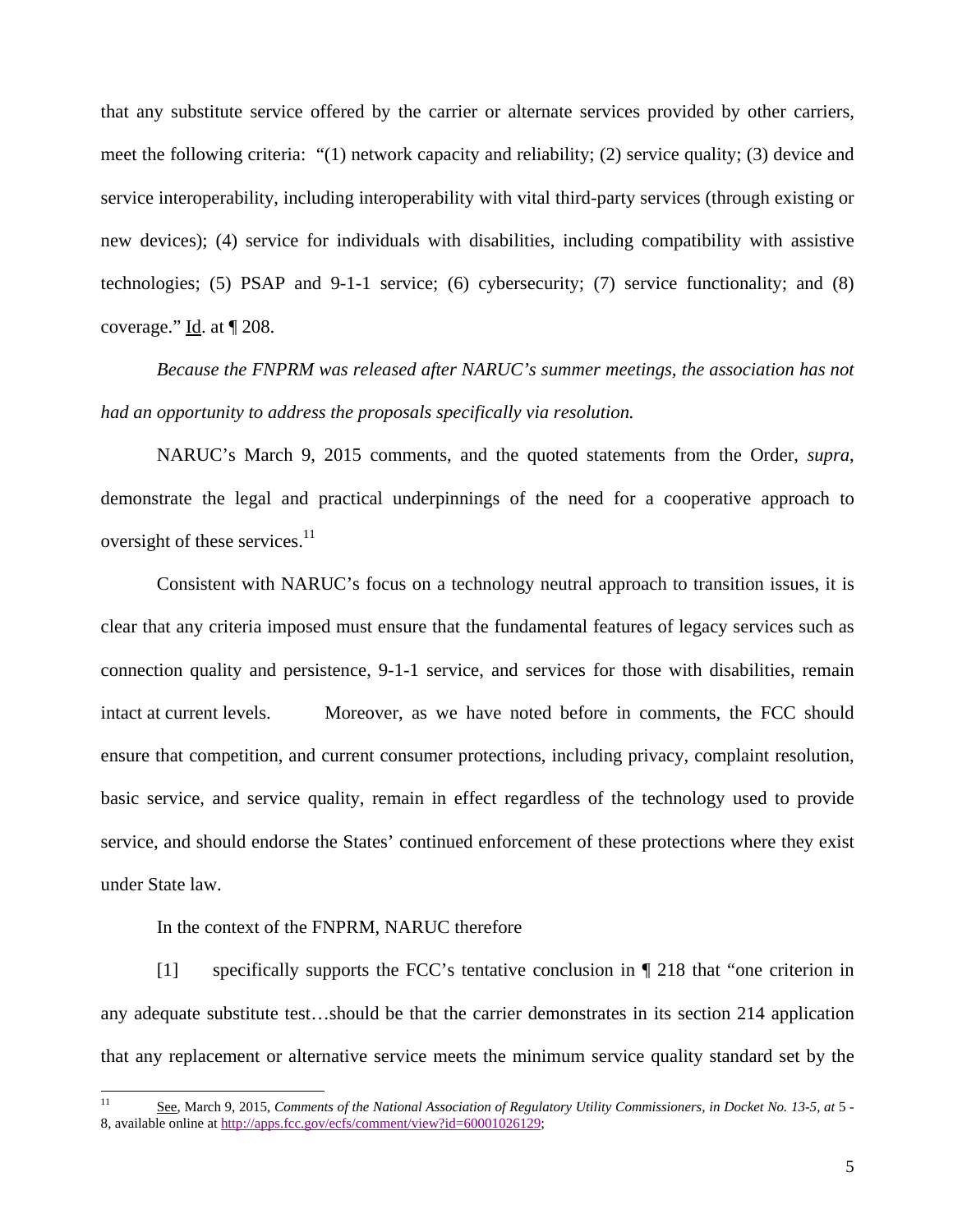that any substitute service offered by the carrier or alternate services provided by other carriers, meet the following criteria: "(1) network capacity and reliability; (2) service quality; (3) device and service interoperability, including interoperability with vital third-party services (through existing or new devices); (4) service for individuals with disabilities, including compatibility with assistive technologies; (5) PSAP and 9-1-1 service; (6) cybersecurity; (7) service functionality; and (8) coverage." Id. at ¶ 208.

*Because the FNPRM was released after NARUC's summer meetings, the association has not had an opportunity to address the proposals specifically via resolution.*

NARUC's March 9, 2015 comments, and the quoted statements from the Order, *supra*, demonstrate the legal and practical underpinnings of the need for a cooperative approach to oversight of these services.[11]

Consistent with NARUC's focus on a technology neutral approach to transition issues, it is clear that any criteria imposed must ensure that the fundamental features of legacy services such as connection quality and persistence, 9-1-1 service, and services for those with disabilities, remain intact at current levels. Moreover, as we have noted before in comments, the FCC should ensure that competition, and current consumer protections, including privacy, complaint resolution, basic service, and service quality, remain in effect regardless of the technology used to provide service, and should endorse the States' continued enforcement of these protections where they exist under State law.

In the context of the FNPRM, NARUC therefore

[1] specifically supports the FCC's tentative conclusion in ¶ 218 that "one criterion in any adequate substitute test…should be that the carrier demonstrates in its section 214 application that any replacement or alternative service meets the minimum service quality standard set by the

---

[11] See, March 9, 2015, *Comments of the National Association of Regulatory Utility Commissioners, in Docket No. 13-5, at* 5 - 8, available online at http://apps.fcc.gov/ecfs/comment/view?id=60001026129;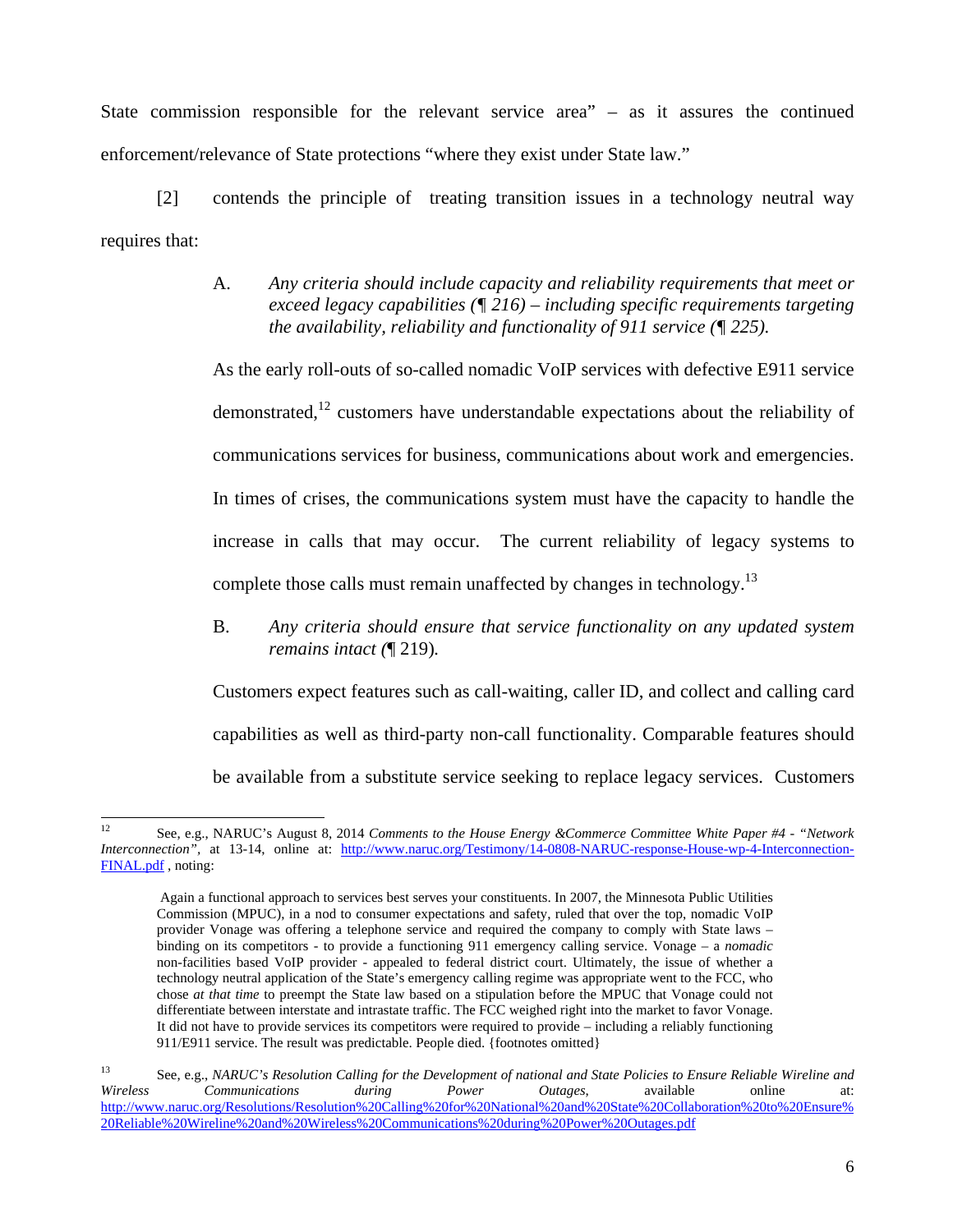State commission responsible for the relevant service area" – as it assures the continued enforcement/relevance of State protections "where they exist under State law."

[2] contends the principle of treating transition issues in a technology neutral way requires that:

A. *Any criteria should include capacity and reliability requirements that meet or exceed legacy capabilities (¶ 216) – including specific requirements targeting the availability, reliability and functionality of 911 service (¶ 225).*

As the early roll-outs of so-called nomadic VoIP services with defective E911 service demonstrated,[12] customers have understandable expectations about the reliability of communications services for business, communications about work and emergencies. In times of crises, the communications system must have the capacity to handle the increase in calls that may occur. The current reliability of legacy systems to complete those calls must remain unaffected by changes in technology.[13]

B. *Any criteria should ensure that service functionality on any updated system remains intact (*¶ 219).

Customers expect features such as call-waiting, caller ID, and collect and calling card capabilities as well as third-party non-call functionality. Comparable features should be available from a substitute service seeking to replace legacy services. Customers

---

[12] See, e.g., NARUC's August 8, 2014 *Comments to the House Energy &Commerce Committee White Paper #4 - "Network Interconnection"*, at 13-14, online at: http://www.naruc.org/Testimony/14-0808-NARUC-response-House-wp-4-Interconnection-FINAL.pdf , noting:

> Again a functional approach to services best serves your constituents. In 2007, the Minnesota Public Utilities Commission (MPUC), in a nod to consumer expectations and safety, ruled that over the top, nomadic VoIP provider Vonage was offering a telephone service and required the company to comply with State laws – binding on its competitors - to provide a functioning 911 emergency calling service. Vonage – a *nomadic* non-facilities based VoIP provider - appealed to federal district court. Ultimately, the issue of whether a technology neutral application of the State's emergency calling regime was appropriate went to the FCC, who chose *at that time* to preempt the State law based on a stipulation before the MPUC that Vonage could not differentiate between interstate and intrastate traffic. The FCC weighed right into the market to favor Vonage. It did not have to provide services its competitors were required to provide – including a reliably functioning 911/E911 service. The result was predictable. People died. {footnotes omitted}

[13] See, e.g., *NARUC's Resolution Calling for the Development of national and State Policies to Ensure Reliable Wireline and Wireless Communications during Power Outages,* available online at: http://www.naruc.org/Resolutions/Resolution%20Calling%20for%20National%20and%20State%20Collaboration%20to%20Ensure%20Reliable%20Wireline%20and%20Wireless%20Communications%20during%20Power%20Outages.pdf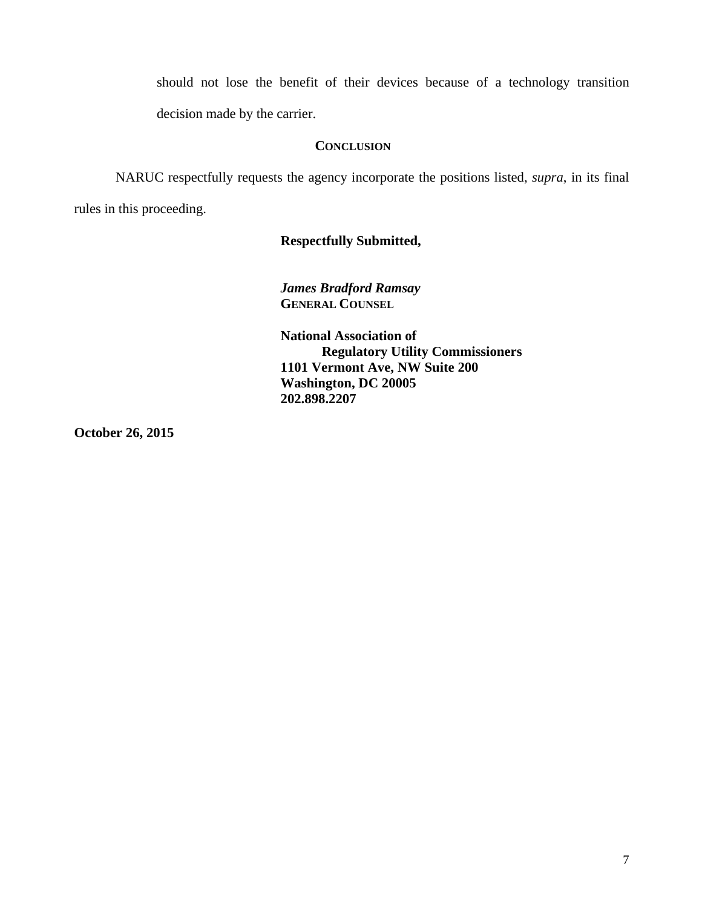should not lose the benefit of their devices because of a technology transition decision made by the carrier.

## CONCLUSION

NARUC respectfully requests the agency incorporate the positions listed, *supra*, in its final rules in this proceeding.

**Respectfully Submitted,**

***James Bradford Ramsay***
**GENERAL COUNSEL**

**National Association of**
**Regulatory Utility Commissioners**
**1101 Vermont Ave, NW Suite 200**
**Washington, DC 20005**
**202.898.2207**

**October 26, 2015**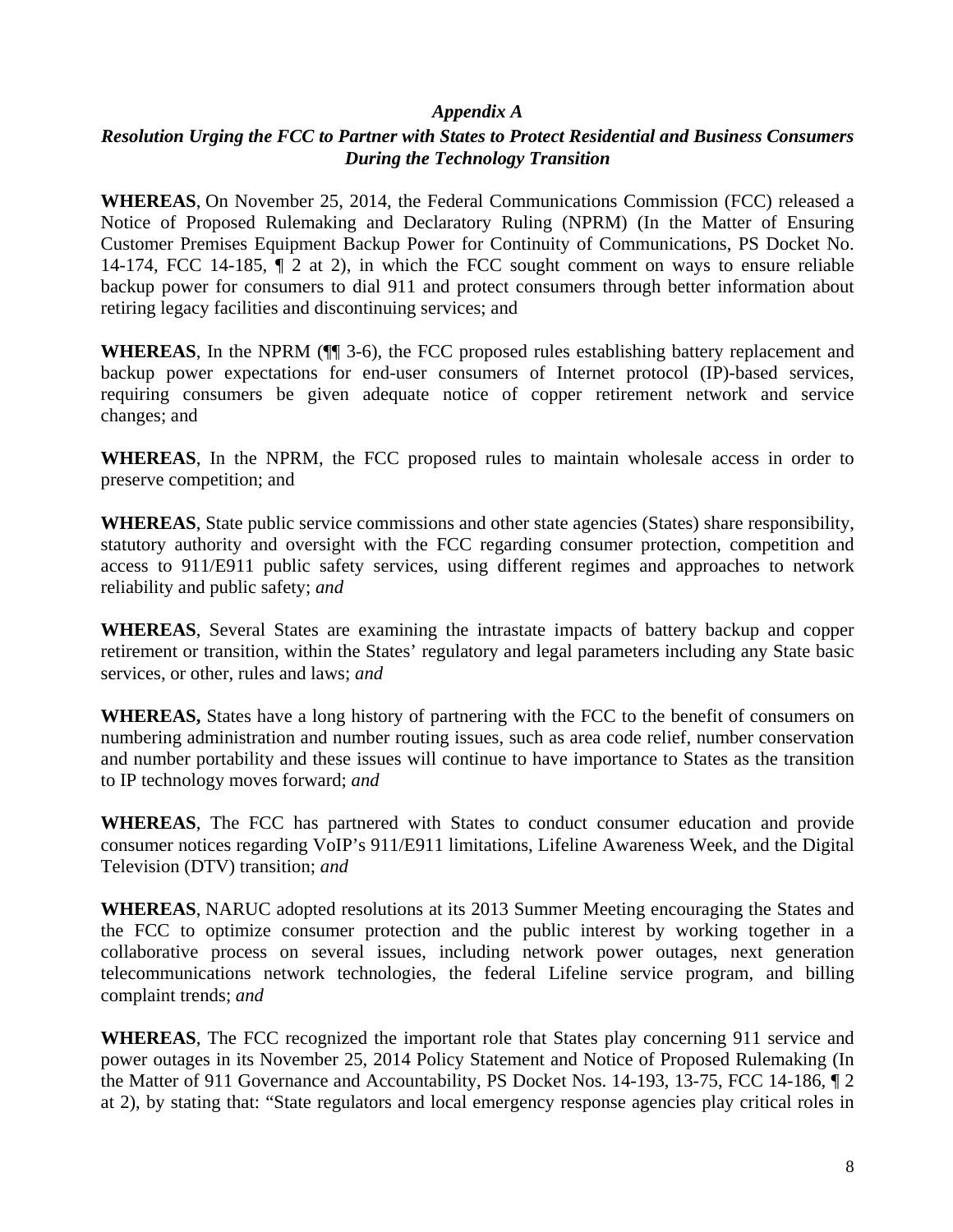### *Appendix A*

### *Resolution Urging the FCC to Partner with States to Protect Residential and Business Consumers During the Technology Transition*

**WHEREAS**, On November 25, 2014, the Federal Communications Commission (FCC) released a Notice of Proposed Rulemaking and Declaratory Ruling (NPRM) (In the Matter of Ensuring Customer Premises Equipment Backup Power for Continuity of Communications, PS Docket No. 14-174, FCC 14-185, ¶ 2 at 2), in which the FCC sought comment on ways to ensure reliable backup power for consumers to dial 911 and protect consumers through better information about retiring legacy facilities and discontinuing services; and

**WHEREAS**, In the NPRM (¶¶ 3-6), the FCC proposed rules establishing battery replacement and backup power expectations for end-user consumers of Internet protocol (IP)-based services, requiring consumers be given adequate notice of copper retirement network and service changes; and

**WHEREAS**, In the NPRM, the FCC proposed rules to maintain wholesale access in order to preserve competition; and

**WHEREAS**, State public service commissions and other state agencies (States) share responsibility, statutory authority and oversight with the FCC regarding consumer protection, competition and access to 911/E911 public safety services, using different regimes and approaches to network reliability and public safety; *and*

**WHEREAS**, Several States are examining the intrastate impacts of battery backup and copper retirement or transition, within the States' regulatory and legal parameters including any State basic services, or other, rules and laws; *and*

**WHEREAS,** States have a long history of partnering with the FCC to the benefit of consumers on numbering administration and number routing issues, such as area code relief, number conservation and number portability and these issues will continue to have importance to States as the transition to IP technology moves forward; *and*

**WHEREAS**, The FCC has partnered with States to conduct consumer education and provide consumer notices regarding VoIP's 911/E911 limitations, Lifeline Awareness Week, and the Digital Television (DTV) transition; *and*

**WHEREAS**, NARUC adopted resolutions at its 2013 Summer Meeting encouraging the States and the FCC to optimize consumer protection and the public interest by working together in a collaborative process on several issues, including network power outages, next generation telecommunications network technologies, the federal Lifeline service program, and billing complaint trends; *and*

**WHEREAS**, The FCC recognized the important role that States play concerning 911 service and power outages in its November 25, 2014 Policy Statement and Notice of Proposed Rulemaking (In the Matter of 911 Governance and Accountability, PS Docket Nos. 14-193, 13-75, FCC 14-186, ¶ 2 at 2), by stating that: "State regulators and local emergency response agencies play critical roles in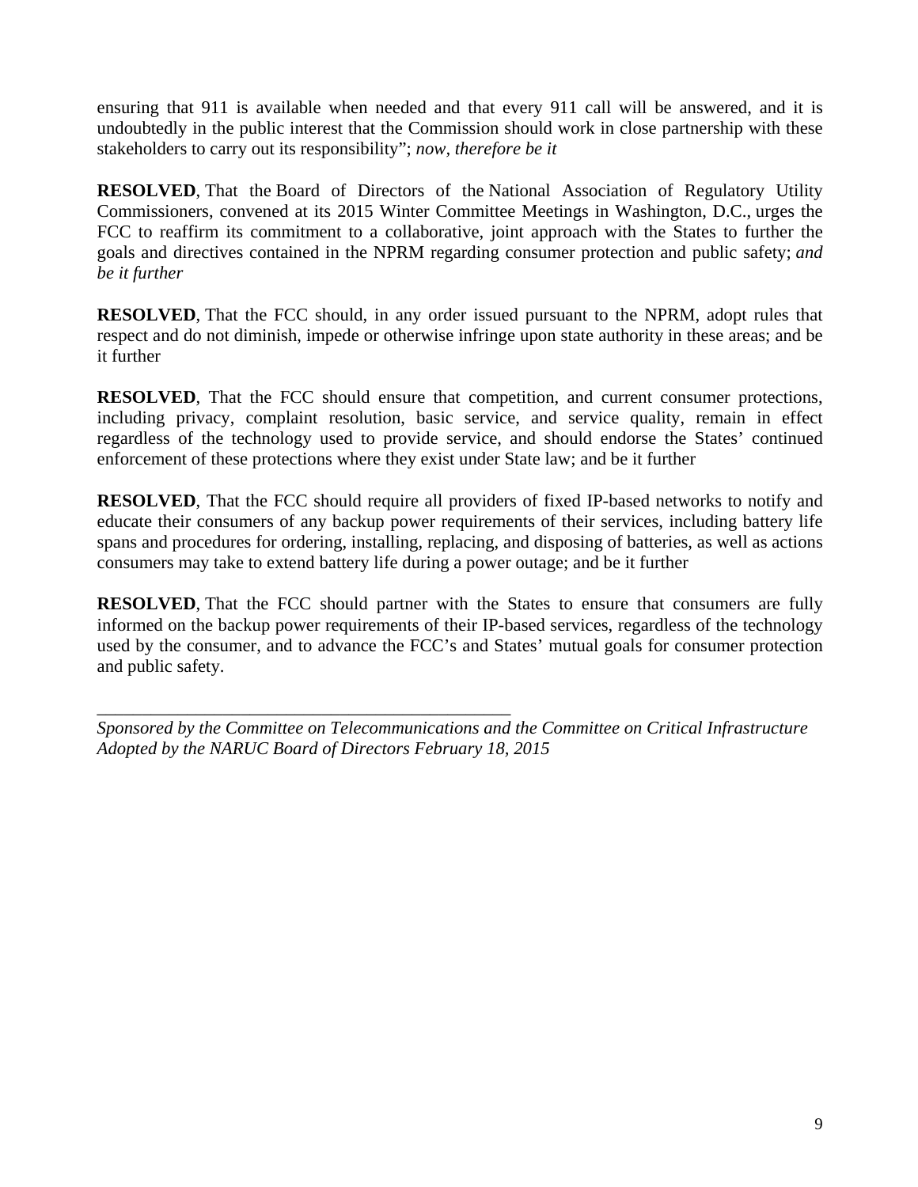ensuring that 911 is available when needed and that every 911 call will be answered, and it is undoubtedly in the public interest that the Commission should work in close partnership with these stakeholders to carry out its responsibility"; *now, therefore be it*

**RESOLVED**, That the Board of Directors of the National Association of Regulatory Utility Commissioners, convened at its 2015 Winter Committee Meetings in Washington, D.C., urges the FCC to reaffirm its commitment to a collaborative, joint approach with the States to further the goals and directives contained in the NPRM regarding consumer protection and public safety; *and be it further*

**RESOLVED**, That the FCC should, in any order issued pursuant to the NPRM, adopt rules that respect and do not diminish, impede or otherwise infringe upon state authority in these areas; and be it further

**RESOLVED**, That the FCC should ensure that competition, and current consumer protections, including privacy, complaint resolution, basic service, and service quality, remain in effect regardless of the technology used to provide service, and should endorse the States' continued enforcement of these protections where they exist under State law; and be it further

**RESOLVED**, That the FCC should require all providers of fixed IP-based networks to notify and educate their consumers of any backup power requirements of their services, including battery life spans and procedures for ordering, installing, replacing, and disposing of batteries, as well as actions consumers may take to extend battery life during a power outage; and be it further

**RESOLVED**, That the FCC should partner with the States to ensure that consumers are fully informed on the backup power requirements of their IP-based services, regardless of the technology used by the consumer, and to advance the FCC's and States' mutual goals for consumer protection and public safety.

\_\_\_\_\_\_\_\_\_\_\_\_\_\_\_\_\_\_\_\_\_\_\_\_\_\_\_\_\_\_\_\_\_\_\_\_\_\_\_\_\_\_\_\_\_\_\_\_

*Sponsored by the Committee on Telecommunications and the Committee on Critical Infrastructure*
*Adopted by the NARUC Board of Directors February 18, 2015*